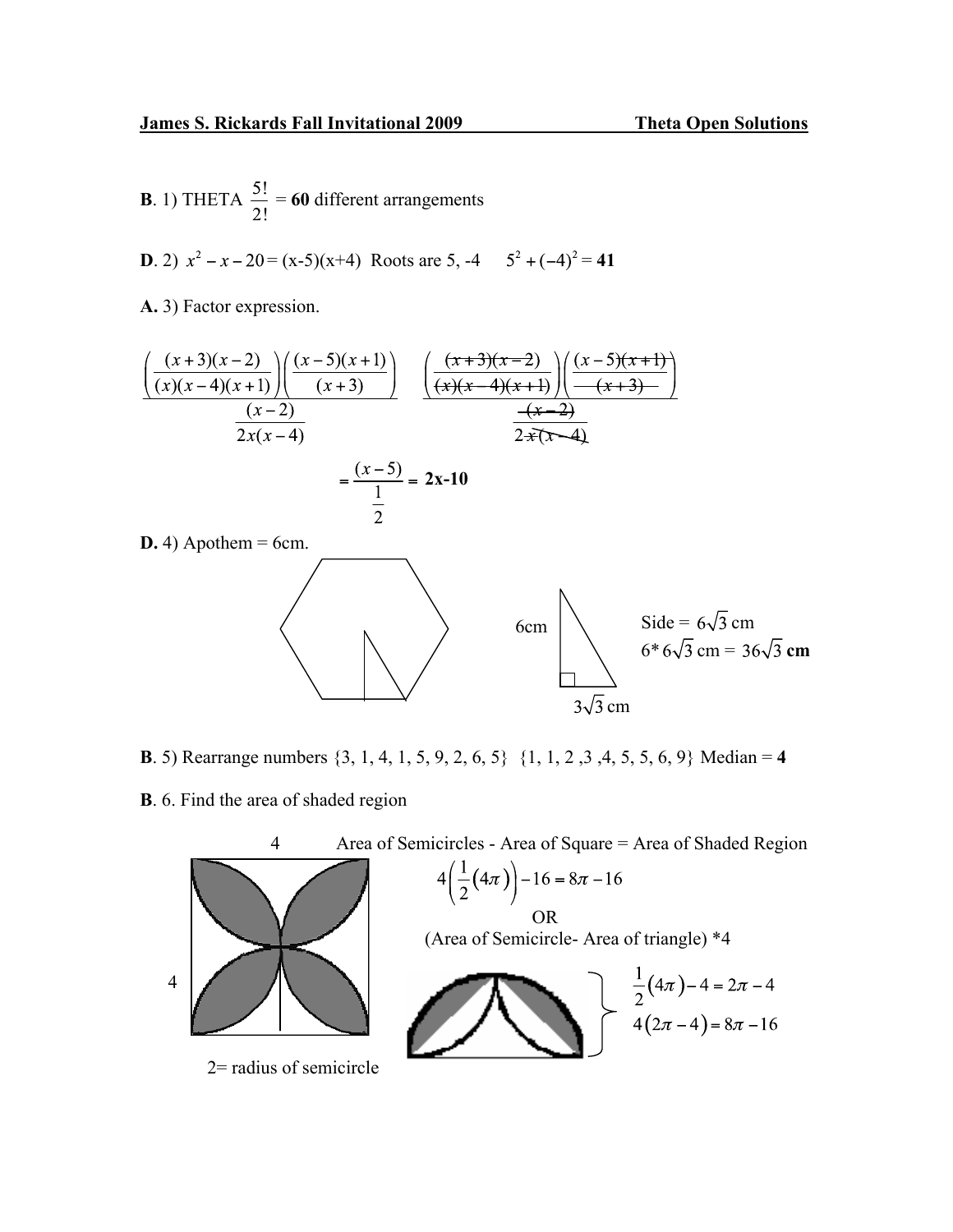**James S. Rickards Fall Invitational 2009 — Theta Open Solutions**

**B**. 1) THETA $\frac{5!}{2!}$ = **60** different arrangements

**D**. 2) $x^2 - x - 20$ = (x-5)(x+4) Roots are 5, -4 $5^2 + (-4)^2$ = **41**

**A.** 3) Factor expression.

$$\frac{\left(\frac{(x+3)(x-2)}{(x)(x-4)(x+1)}\right)\left(\frac{(x-5)(x+1)}{(x+3)}\right)}{\frac{(x-2)}{2x(x-4)}} \qquad \frac{\left(\frac{\cancel{(x+3)}\cancel{(x-2)}}{\cancel{(x)}\cancel{(x-4)}\cancel{(x+1)}}\right)\left(\frac{(x-5)\cancel{(x+1)}}{\cancel{(x+3)}}\right)}{\frac{\cancel{(x-2)}}{2\cancel{x}\cancel{(x-4)}}}$$

$$= \frac{(x-5)}{\frac{1}{2}} = \mathbf{2x-10}$$

**D.** 4) Apothem = 6cm.

6cm, $3\sqrt{3}$ cm

Side = $6\sqrt{3}$ cm

6* $6\sqrt{3}$ cm = $36\sqrt{3}$ **cm**

**B**. 5) Rearrange numbers {3, 1, 4, 1, 5, 9, 2, 6, 5} {1, 1, 2 ,3 ,4, 5, 5, 6, 9} Median = **4**

**B**. 6. Find the area of shaded region

4, 4

2= radius of semicircle

Area of Semicircles - Area of Square = Area of Shaded Region

$$4\left(\frac{1}{2}(4\pi)\right) - 16 = 8\pi - 16$$

OR

(Area of Semicircle- Area of triangle) *4

$$\frac{1}{2}(4\pi) - 4 = 2\pi - 4$$

$$4(2\pi - 4) = 8\pi - 16$$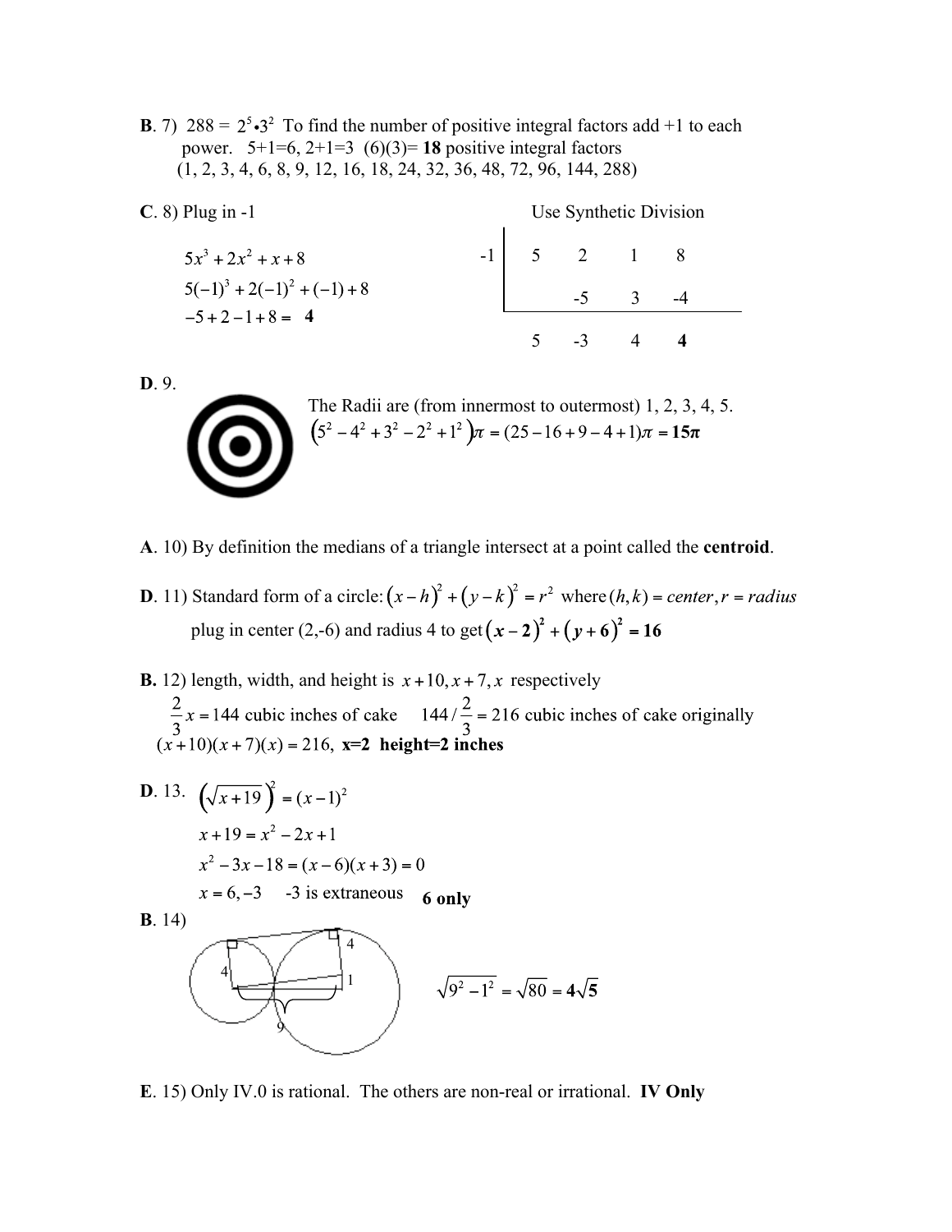**B**. 7) 288 = $2^5 \cdot 3^2$ To find the number of positive integral factors add +1 to each power. 5+1=6, 2+1=3 (6)(3)= **18** positive integral factors (1, 2, 3, 4, 6, 8, 9, 12, 16, 18, 24, 32, 36, 48, 72, 96, 144, 288)

**C**. 8) Plug in -1

$$5x^3 + 2x^2 + x + 8$$
$$5(-1)^3 + 2(-1)^2 + (-1) + 8$$
$$-5 + 2 - 1 + 8 = \mathbf{4}$$

Use Synthetic Division

| -1 | 5 | 2 | 1 | 8 |
|---|---|---|---|---|
| | | -5 | 3 | -4 |
| | 5 | -3 | 4 | **4** |

**D**. 9.

The Radii are (from innermost to outermost) 1, 2, 3, 4, 5.

$$\left(5^2 - 4^2 + 3^2 - 2^2 + 1^2\right)\pi = (25 - 16 + 9 - 4 + 1)\pi = \mathbf{15\pi}$$

**A**. 10) By definition the medians of a triangle intersect at a point called the **centroid**.

**D**. 11) Standard form of a circle: $(x-h)^2 + (y-k)^2 = r^2$ where $(h,k) = center, r = radius$

plug in center (2,-6) and radius 4 to get $\mathbf{(x-2)^2 + (y+6)^2 = 16}$

**B.** 12) length, width, and height is $x+10, x+7, x$ respectively

$\frac{2}{3}x = 144$ cubic inches of cake $144/\frac{2}{3} = 216$ cubic inches of cake originally

$(x+10)(x+7)(x) = 216$, **x=2 height=2 inches**

**D**. 13.

$$\left(\sqrt{x+19}\right)^2 = (x-1)^2$$
$$x + 19 = x^2 - 2x + 1$$
$$x^2 - 3x - 18 = (x-6)(x+3) = 0$$
$$x = 6, -3 \quad \text{-3 is extraneous}$$

**6 only**

**B**. 14)

$$\sqrt{9^2 - 1^2} = \sqrt{80} = \mathbf{4\sqrt{5}}$$

**E**. 15) Only IV.0 is rational. The others are non-real or irrational. **IV Only**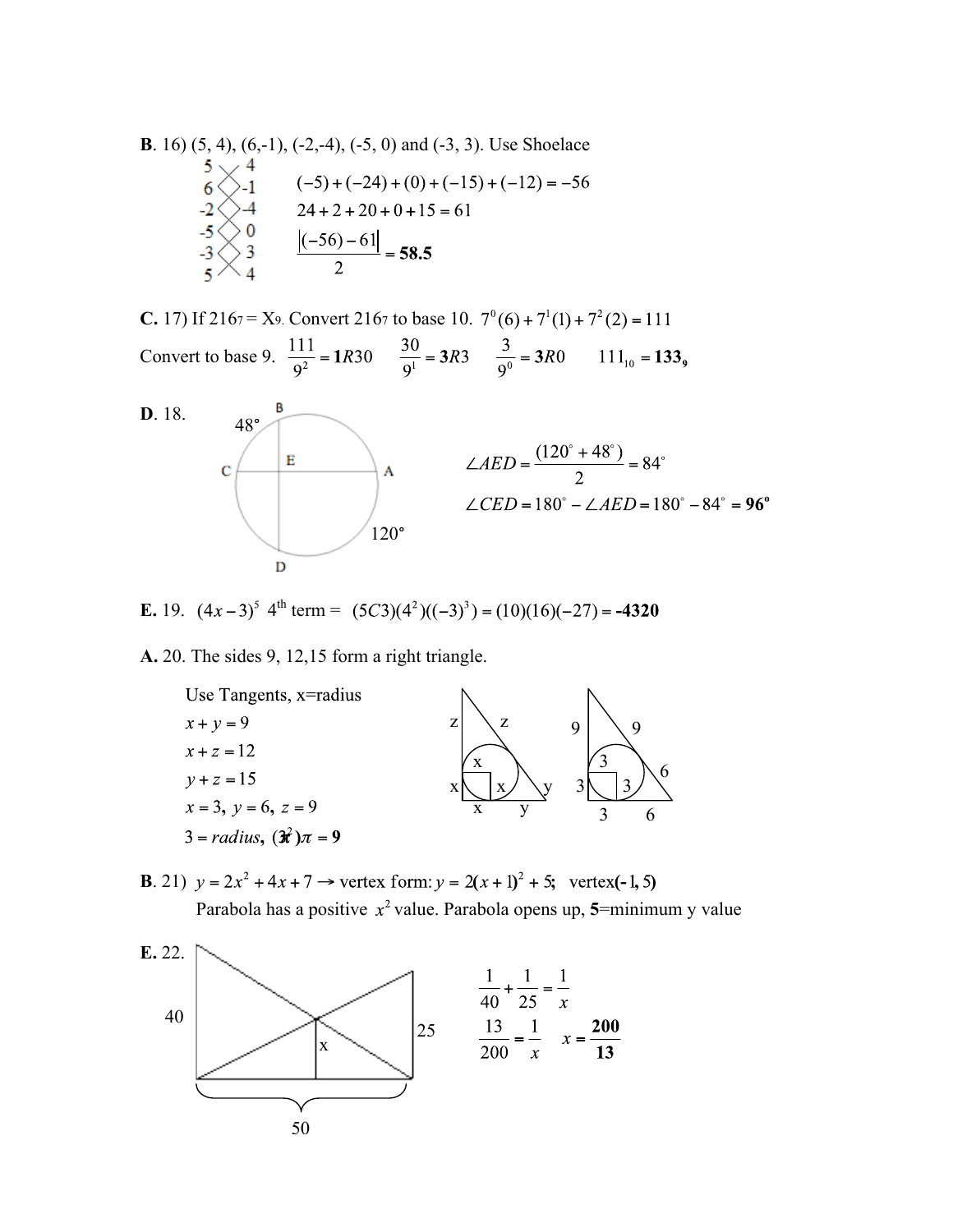**B**. 16) (5, 4), (6,-1), (-2,-4), (-5, 0) and (-3, 3). Use Shoelace

| | |
|---|---|
| 5 | 4 |
| 6 | -1 |
| -2 | -4 |
| -5 | 0 |
| -3 | 3 |
| 5 | 4 |

$$(-5)+(-24)+(0)+(-15)+(-12)=-56$$

$$24+2+20+0+15=61$$

$$\frac{|(-56)-61|}{2}=\mathbf{58.5}$$

**C.** 17) If $216_7 = X_9$. Convert $216_7$ to base 10. $7^0(6)+7^1(1)+7^2(2)=111$

Convert to base 9. $\frac{111}{9^2}=\mathbf{1}R30$ $\quad \frac{30}{9^1}=\mathbf{3}R3$ $\quad \frac{3}{9^0}=\mathbf{3}R0$ $\quad 111_{10}=\mathbf{133_9}$

**D**. 18.

(Circle with chords CA and BD intersecting at E; arc CB = 48°, arc AD = 120°)

$$\angle AED = \frac{(120^\circ + 48^\circ)}{2} = 84^\circ$$

$$\angle CED = 180^\circ - \angle AED = 180^\circ - 84^\circ = \mathbf{96^\circ}$$

**E.** 19. $(4x-3)^5$ 4th term = $(5C3)(4^2)((-3)^3)=(10)(16)(-27)=\mathbf{-4320}$

**A.** 20. The sides 9, 12,15 form a right triangle.

Use Tangents, x=radius

$x+y=9$

$x+z=12$

$y+z=15$

$x=3,\ y=6,\ z=9$

$3 = radius,\ (3^2)\pi = \mathbf{9}$

**B**. 21) $y=2x^2+4x+7 \rightarrow$ vertex form: $y=2(x+1)^2+5$; vertex$(-1,5)$

Parabola has a positive $x^2$ value. Parabola opens up, **5**=minimum y value

**E.** 22.

(Figure: poles of heights 40 and 25, 50 apart, with crossing lines meeting at height x)

$$\frac{1}{40}+\frac{1}{25}=\frac{1}{x}$$

$$\frac{13}{200}=\frac{1}{x} \quad x=\mathbf{\frac{200}{13}}$$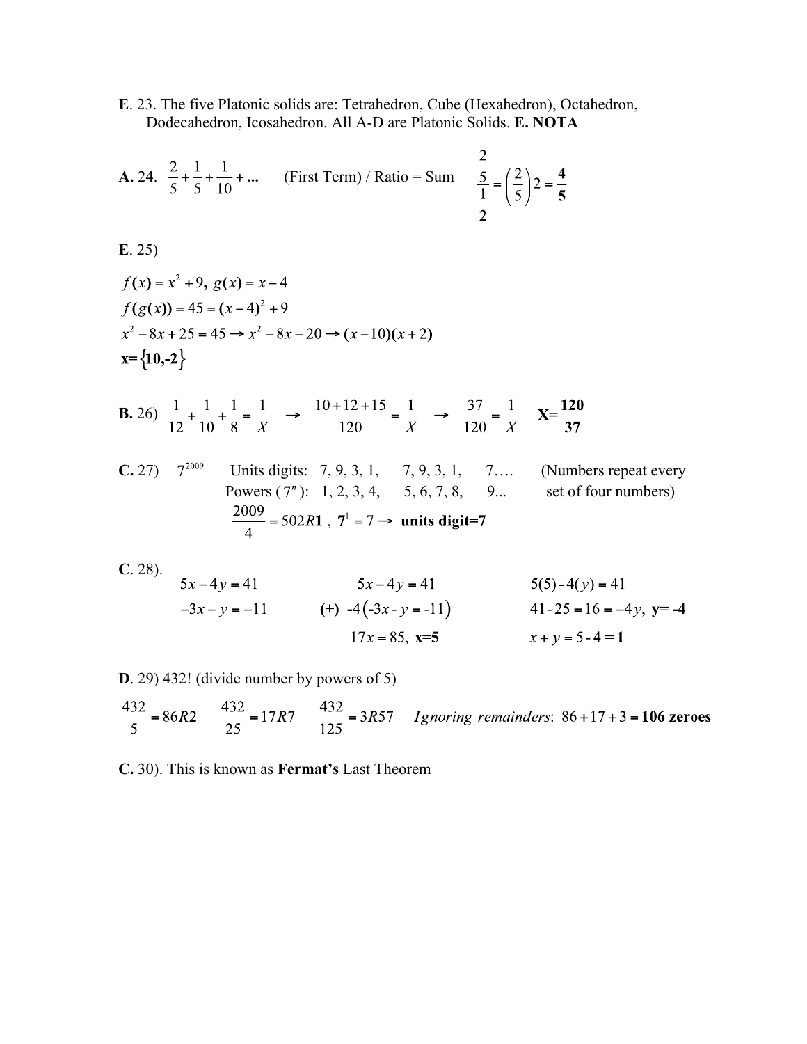**E**. 23. The five Platonic solids are: Tetrahedron, Cube (Hexahedron), Octahedron, Dodecahedron, Icosahedron. All A-D are Platonic Solids. **E. NOTA**

**A.** 24. $\frac{2}{5}+\frac{1}{5}+\frac{1}{10}+...$ (First Term) / Ratio = Sum $\frac{\frac{2}{5}}{\frac{1}{2}}=\left(\frac{2}{5}\right)2=\mathbf{\frac{4}{5}}$

**E**. 25)

$$f(x)=x^2+9,\ g(x)=x-4$$
$$f(g(x))=45=(x-4)^2+9$$
$$x^2-8x+25=45 \rightarrow x^2-8x-20 \rightarrow (x-10)(x+2)$$
$$\mathbf{x=\{10,-2\}}$$

**B.** 26) $\frac{1}{12}+\frac{1}{10}+\frac{1}{8}=\frac{1}{X} \rightarrow \frac{10+12+15}{120}=\frac{1}{X} \rightarrow \frac{37}{120}=\frac{1}{X}$ $\mathbf{X=\frac{120}{37}}$

**C.** 27) $7^{2009}$ Units digits: 7, 9, 3, 1, 7, 9, 3, 1, 7…. (Numbers repeat every set of four numbers)

Powers ($7^n$): 1, 2, 3, 4, 5, 6, 7, 8, 9...

$\frac{2009}{4}=502R\mathbf{1}$ , $\mathbf{7}^1=7 \rightarrow$ **units digit=7**

**C**. 28).

$$5x-4y=41 \qquad -3x-y=-11$$

$$5x-4y=41$$
$$(+)\ -4(-3x-y=-11)$$
$$17x=85,\ \mathbf{x=5}$$

$$5(5)-4(y)=41$$
$$41-25=16=-4y,\ \mathbf{y=-4}$$
$$x+y=5-4=\mathbf{1}$$

**D**. 29) 432! (divide number by powers of 5)

$\frac{432}{5}=86R2$ $\frac{432}{25}=17R7$ $\frac{432}{125}=3R57$ *Ignoring remainders*: $86+17+3=$ **106 zeroes**

**C.** 30). This is known as **Fermat's** Last Theorem